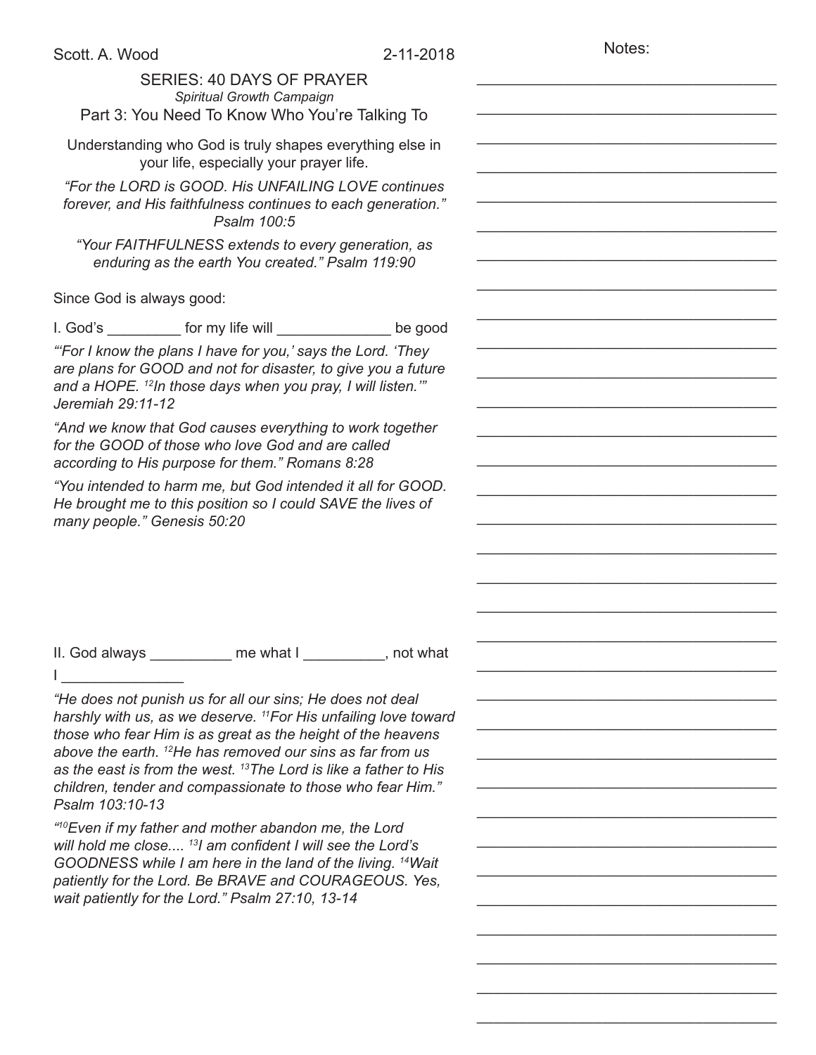Scott. A. Wood 2-11-2018

# SERIES: 40 DAYS OF PRAYER

*Spiritual Growth Campaign*

## Part 3: You Need To Know Who You're Talking To

Understanding who God is truly shapes everything else in your life, especially your prayer life.

*"For the LORD is GOOD. His UNFAILING LOVE continues forever, and His faithfulness continues to each generation." Psalm 100:5*

*"Your FAITHFULNESS extends to every generation, as enduring as the earth You created." Psalm 119:90*

Since God is always good:

I. God's _________ for my life will ______________ be good

*"'For I know the plans I have for you,' says the Lord. 'They are plans for GOOD and not for disaster, to give you a future and a HOPE. [12]In those days when you pray, I will listen.'" Jeremiah 29:11-12*

*"And we know that God causes everything to work together for the GOOD of those who love God and are called according to His purpose for them." Romans 8:28*

*"You intended to harm me, but God intended it all for GOOD. He brought me to this position so I could SAVE the lives of many people." Genesis 50:20*

II. God always __________ me what I __________, not what I _______________

*"He does not punish us for all our sins; He does not deal harshly with us, as we deserve. [11]For His unfailing love toward those who fear Him is as great as the height of the heavens above the earth. [12]He has removed our sins as far from us as the east is from the west. [13]The Lord is like a father to His children, tender and compassionate to those who fear Him." Psalm 103:10-13*

*"[10]Even if my father and mother abandon me, the Lord will hold me close.... [13]I am confident I will see the Lord's GOODNESS while I am here in the land of the living. [14]Wait patiently for the Lord. Be BRAVE and COURAGEOUS. Yes, wait patiently for the Lord." Psalm 27:10, 13-14*

Notes: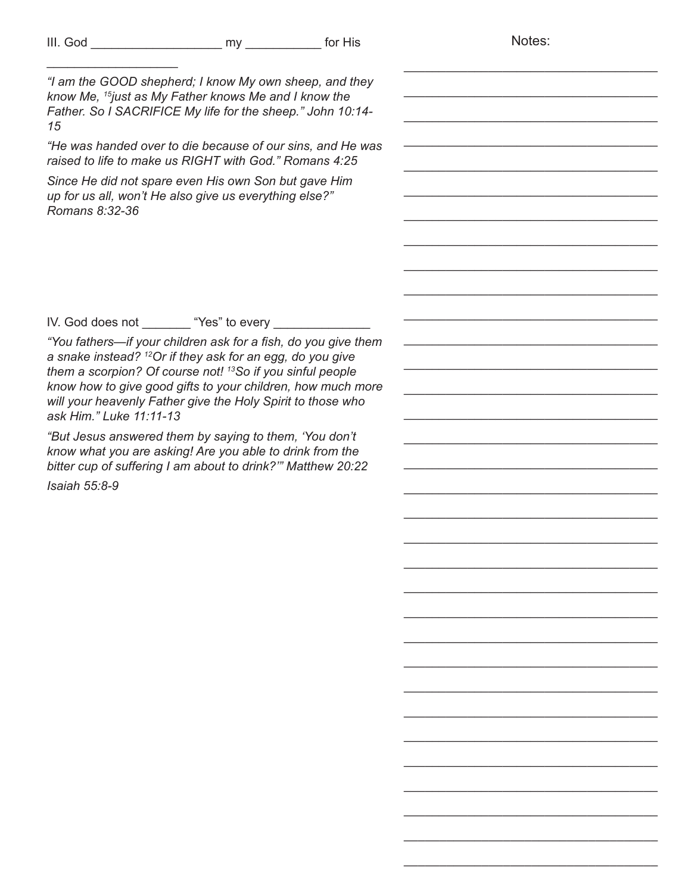III. God ___________________ my ___________ for His ___________________

*"I am the GOOD shepherd; I know My own sheep, and they know Me, [15]just as My Father knows Me and I know the Father. So I SACRIFICE My life for the sheep." John 10:14-15*

*"He was handed over to die because of our sins, and He was raised to life to make us RIGHT with God." Romans 4:25*

*Since He did not spare even His own Son but gave Him up for us all, won't He also give us everything else?" Romans 8:32-36*

IV. God does not _______ "Yes" to every ______________

*"You fathers—if your children ask for a fish, do you give them a snake instead? [12]Or if they ask for an egg, do you give them a scorpion? Of course not! [13]So if you sinful people know how to give good gifts to your children, how much more will your heavenly Father give the Holy Spirit to those who ask Him." Luke 11:11-13*

*"But Jesus answered them by saying to them, 'You don't know what you are asking! Are you able to drink from the bitter cup of suffering I am about to drink?'" Matthew 20:22*

*Isaiah 55:8-9*

Notes:

___________________________________

___________________________________

___________________________________

___________________________________

___________________________________

___________________________________

___________________________________

___________________________________

___________________________________

___________________________________

___________________________________

___________________________________

___________________________________

___________________________________

___________________________________

___________________________________

___________________________________

___________________________________

___________________________________

___________________________________

___________________________________

___________________________________

___________________________________

___________________________________

___________________________________

___________________________________

___________________________________

___________________________________

___________________________________

___________________________________

___________________________________

___________________________________

___________________________________

___________________________________